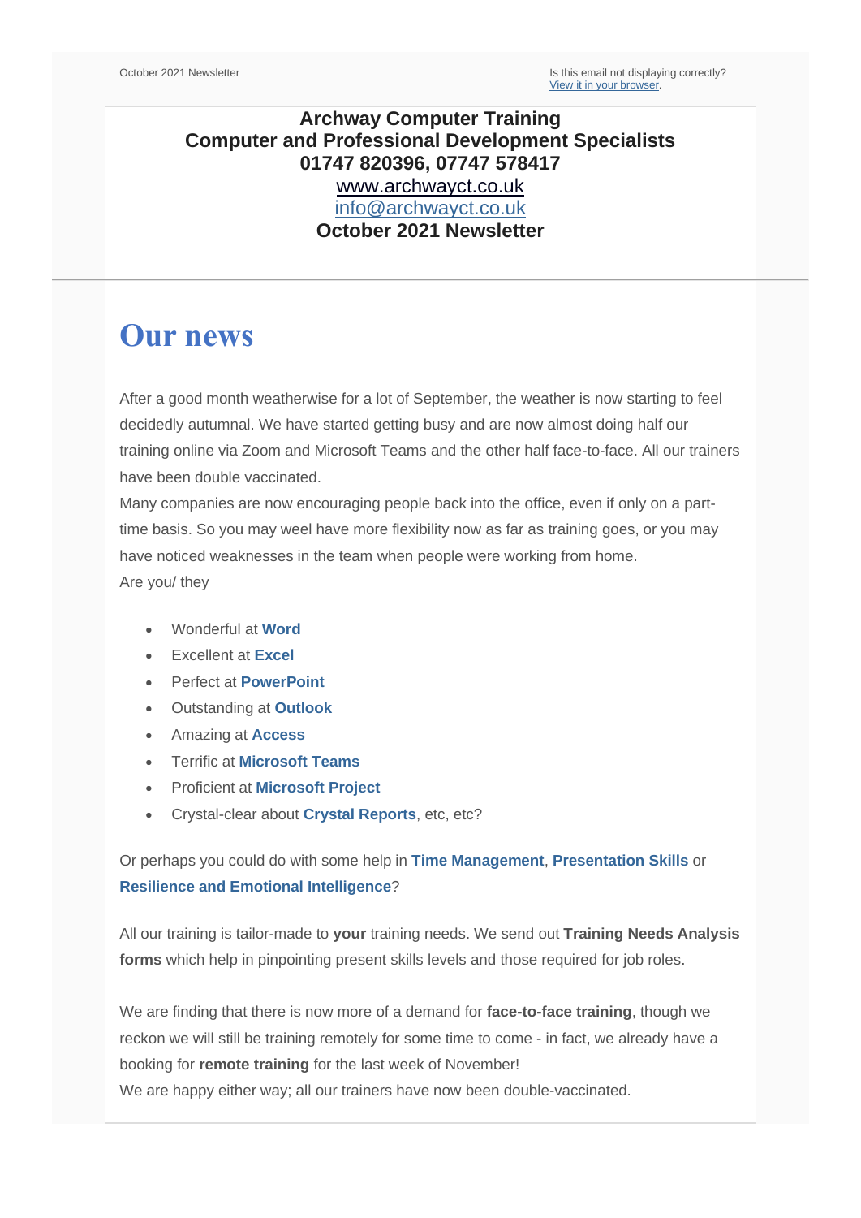October 2021 Newsletter

Is this email not displaying correctly?
View it in your browser.

**Archway Computer Training**
**Computer and Professional Development Specialists**
**01747 820396, 07747 578417**
www.archwayct.co.uk
info@archwayct.co.uk
**October 2021 Newsletter**

# Our news

After a good month weatherwise for a lot of September, the weather is now starting to feel decidedly autumnal. We have started getting busy and are now almost doing half our training online via Zoom and Microsoft Teams and the other half face-to-face. All our trainers have been double vaccinated.

Many companies are now encouraging people back into the office, even if only on a part-time basis. So you may weel have more flexibility now as far as training goes, or you may have noticed weaknesses in the team when people were working from home.

Are you/ they

- Wonderful at **Word**
- Excellent at **Excel**
- Perfect at **PowerPoint**
- Outstanding at **Outlook**
- Amazing at **Access**
- Terrific at **Microsoft Teams**
- Proficient at **Microsoft Project**
- Crystal-clear about **Crystal Reports**, etc, etc?

Or perhaps you could do with some help in **Time Management**, **Presentation Skills** or **Resilience and Emotional Intelligence**?

All our training is tailor-made to **your** training needs. We send out **Training Needs Analysis forms** which help in pinpointing present skills levels and those required for job roles.

We are finding that there is now more of a demand for **face-to-face training**, though we reckon we will still be training remotely for some time to come - in fact, we already have a booking for **remote training** for the last week of November!

We are happy either way; all our trainers have now been double-vaccinated.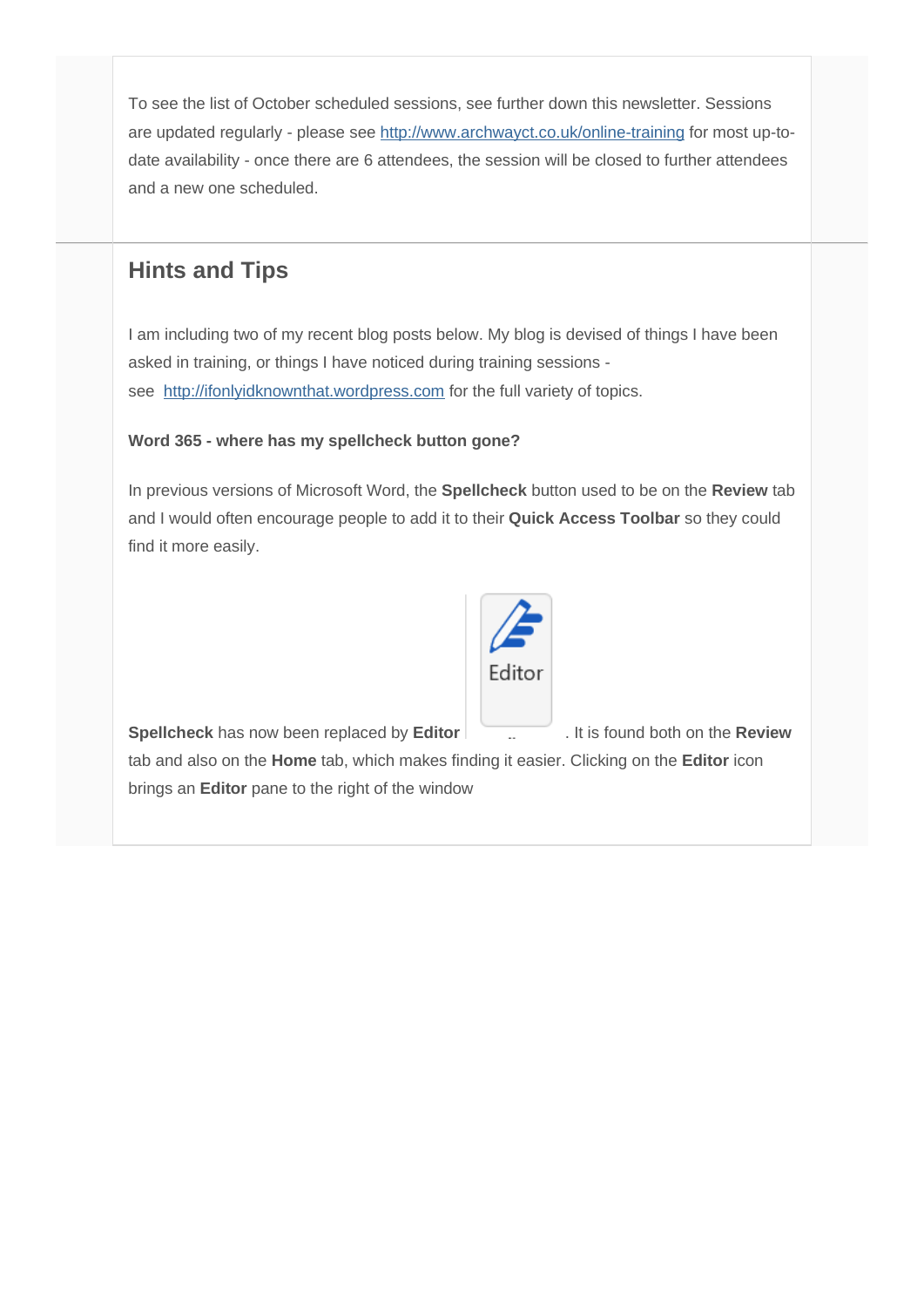To see the list of October scheduled sessions, see further down this newsletter. Sessions are updated regularly - please see http://www.archwayct.co.uk/online-training for most up-to-date availability - once there are 6 attendees, the session will be closed to further attendees and a new one scheduled.

## Hints and Tips

I am including two of my recent blog posts below. My blog is devised of things I have been asked in training, or things I have noticed during training sessions - see http://ifonlyidknownthat.wordpress.com for the full variety of topics.

**Word 365 - where has my spellcheck button gone?**

In previous versions of Microsoft Word, the **Spellcheck** button used to be on the **Review** tab and I would often encourage people to add it to their **Quick Access Toolbar** so they could find it more easily.

**Spellcheck** has now been replaced by **Editor** . It is found both on the **Review** tab and also on the **Home** tab, which makes finding it easier. Clicking on the **Editor** icon brings an **Editor** pane to the right of the window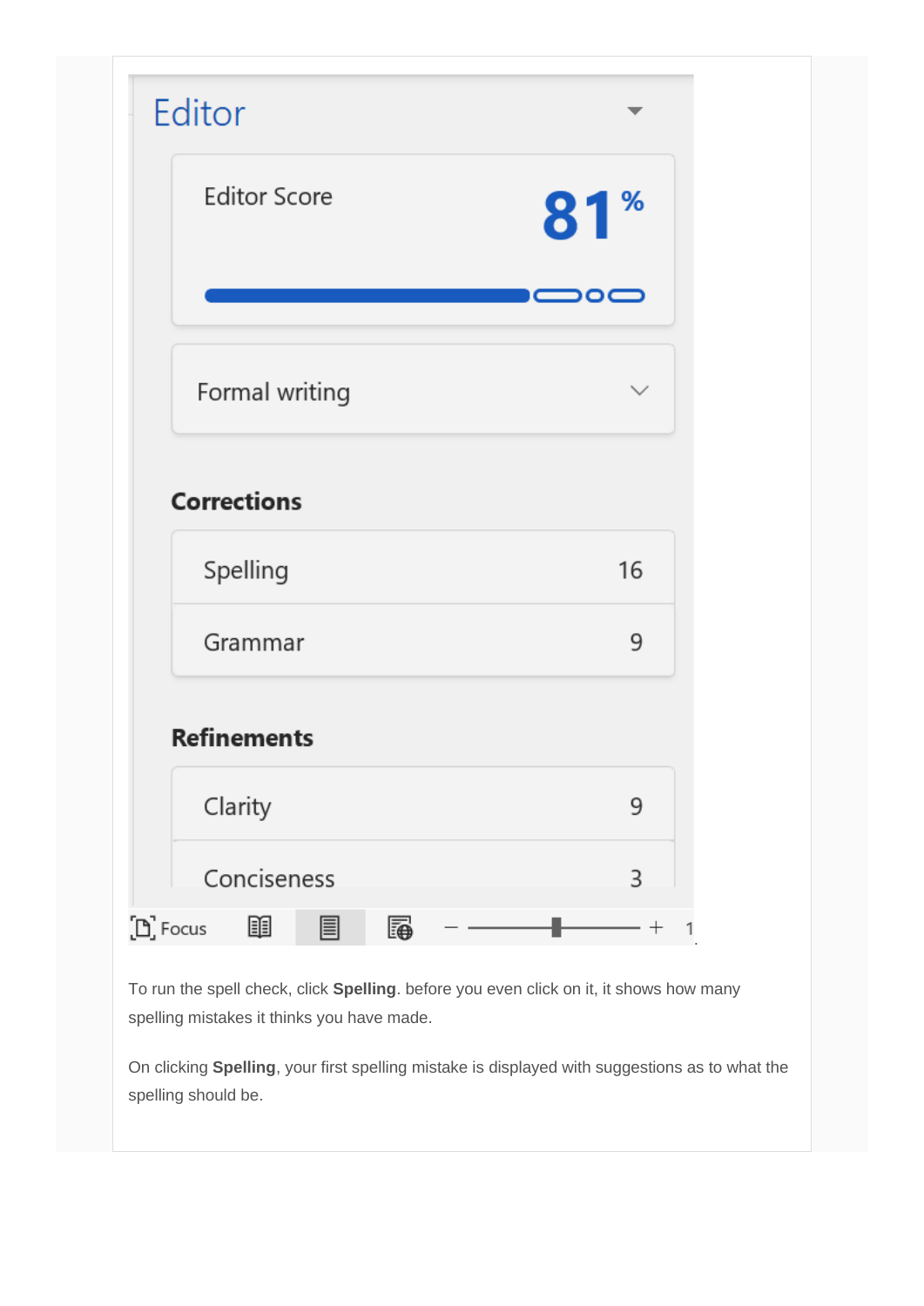To run the spell check, click **Spelling**. before you even click on it, it shows how many spelling mistakes it thinks you have made.

On clicking **Spelling**, your first spelling mistake is displayed with suggestions as to what the spelling should be.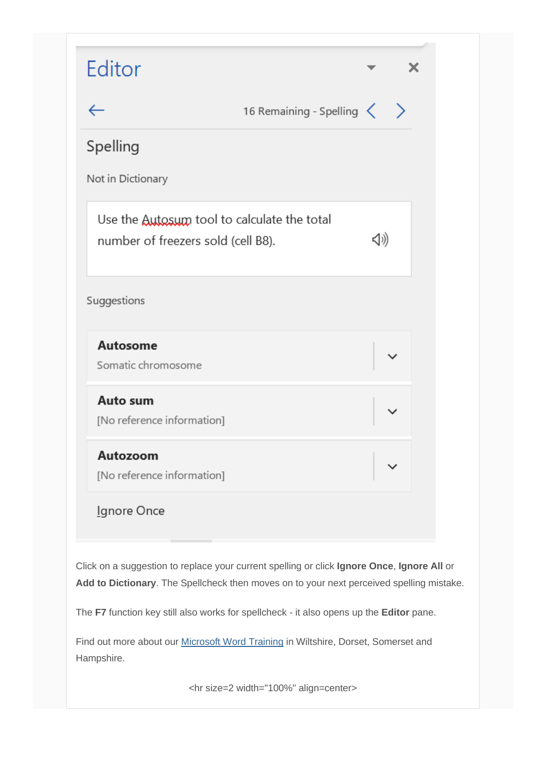Editor

16 Remaining - Spelling

Spelling

Not in Dictionary

Use the Autosum tool to calculate the total number of freezers sold (cell B8).

Suggestions

**Autosome**
Somatic chromosome

**Auto sum**
[No reference information]

**Autozoom**
[No reference information]

Ignore Once

Click on a suggestion to replace your current spelling or click **Ignore Once**, **Ignore All** or **Add to Dictionary**. The Spellcheck then moves on to your next perceived spelling mistake.

The **F7** function key still also works for spellcheck - it also opens up the **Editor** pane.

Find out more about our [Microsoft Word Training] in Wiltshire, Dorset, Somerset and Hampshire.

<hr size=2 width="100%" align=center>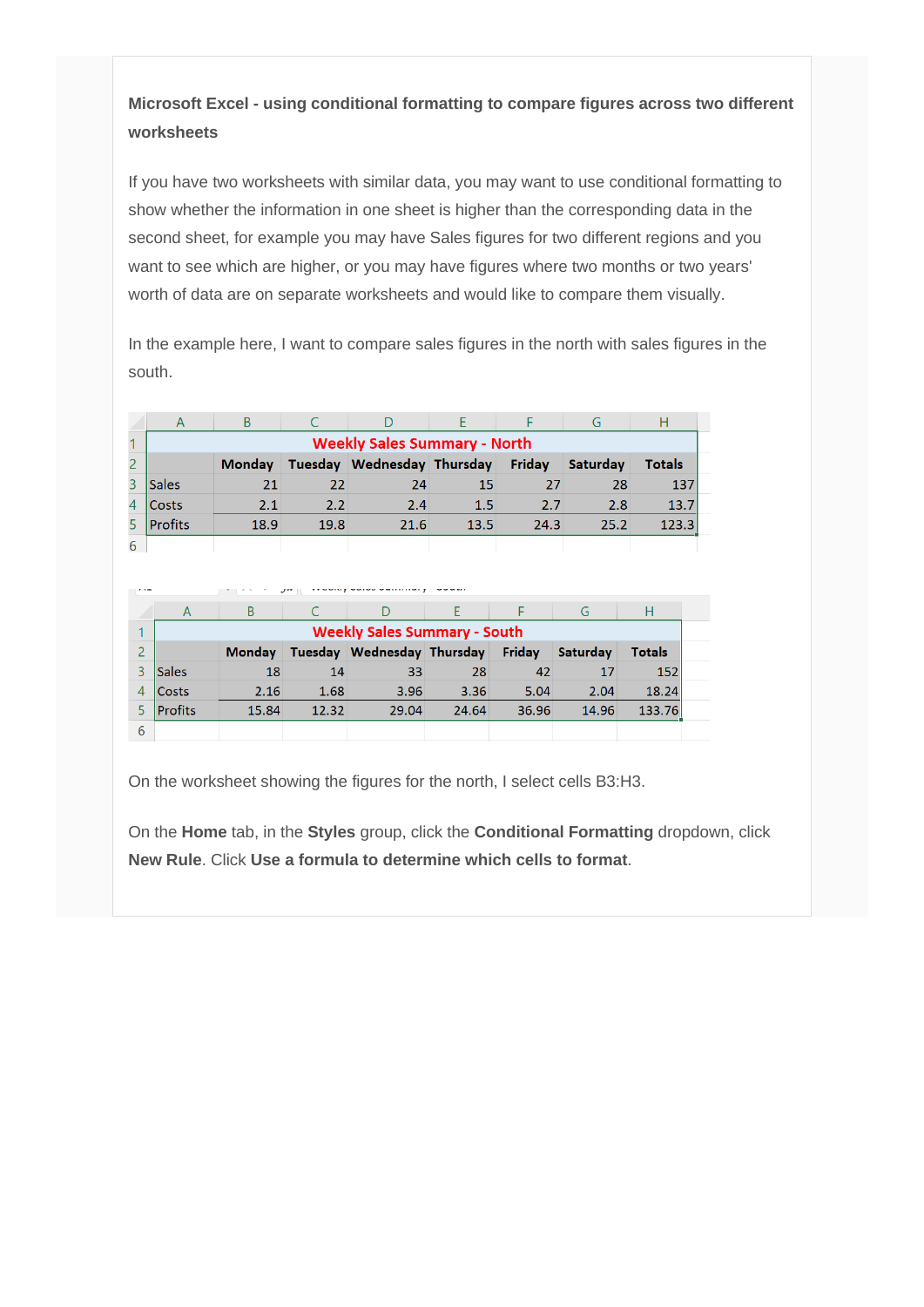**Microsoft Excel - using conditional formatting to compare figures across two different worksheets**

If you have two worksheets with similar data, you may want to use conditional formatting to show whether the information in one sheet is higher than the corresponding data in the second sheet, for example you may have Sales figures for two different regions and you want to see which are higher, or you may have figures where two months or two years' worth of data are on separate worksheets and would like to compare them visually.

In the example here, I want to compare sales figures in the north with sales figures in the south.

| | A | B | C | D | E | F | G | H |
|---|---|---|---|---|---|---|---|---|
| 1 | Weekly Sales Summary - North | | | | | | | |
| 2 | | Monday | Tuesday | Wednesday | Thursday | Friday | Saturday | Totals |
| 3 | Sales | 21 | 22 | 24 | 15 | 27 | 28 | 137 |
| 4 | Costs | 2.1 | 2.2 | 2.4 | 1.5 | 2.7 | 2.8 | 13.7 |
| 5 | Profits | 18.9 | 19.8 | 21.6 | 13.5 | 24.3 | 25.2 | 123.3 |
| 6 | | | | | | | | |

| | A | B | C | D | E | F | G | H |
|---|---|---|---|---|---|---|---|---|
| 1 | Weekly Sales Summary - South | | | | | | | |
| 2 | | Monday | Tuesday | Wednesday | Thursday | Friday | Saturday | Totals |
| 3 | Sales | 18 | 14 | 33 | 28 | 42 | 17 | 152 |
| 4 | Costs | 2.16 | 1.68 | 3.96 | 3.36 | 5.04 | 2.04 | 18.24 |
| 5 | Profits | 15.84 | 12.32 | 29.04 | 24.64 | 36.96 | 14.96 | 133.76 |
| 6 | | | | | | | | |

On the worksheet showing the figures for the north, I select cells B3:H3.

On the **Home** tab, in the **Styles** group, click the **Conditional Formatting** dropdown, click **New Rule**. Click **Use a formula to determine which cells to format**.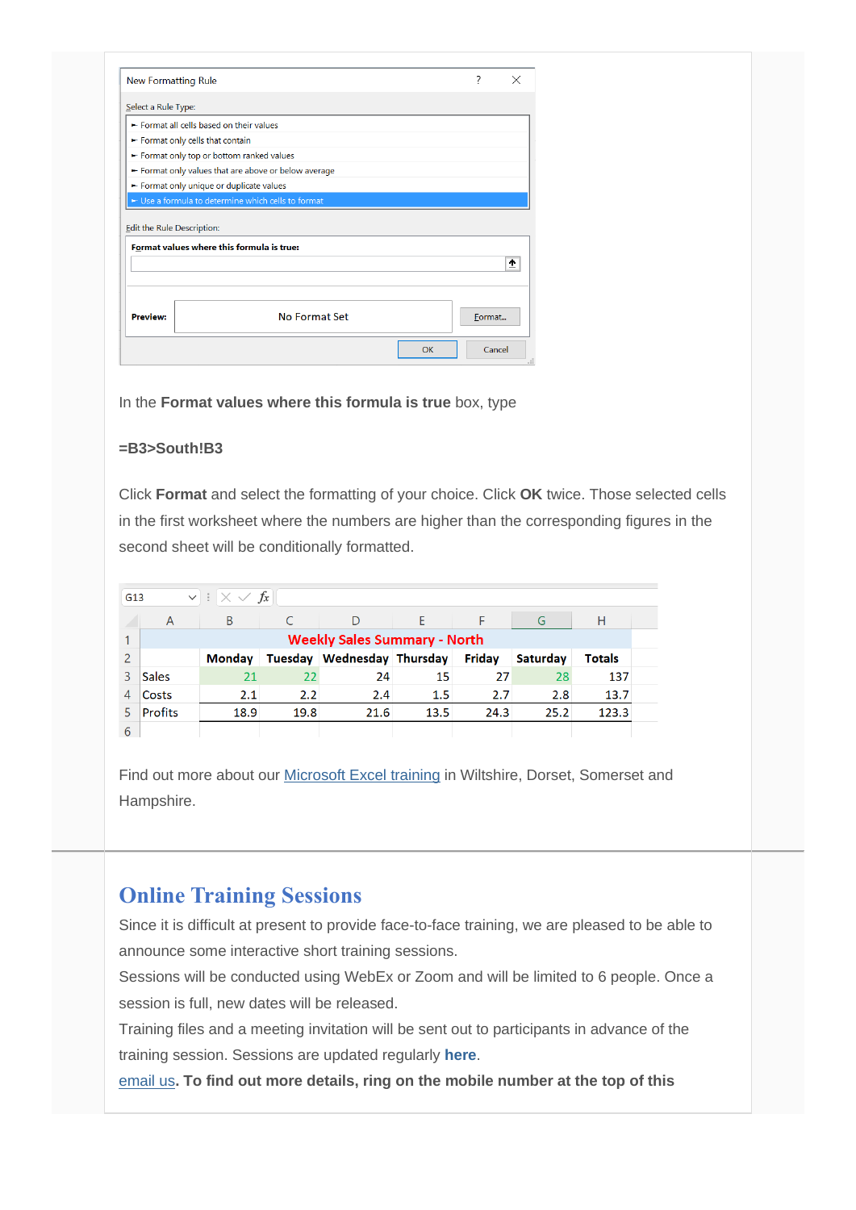New Formatting Rule

Select a Rule Type:

- Format all cells based on their values
- Format only cells that contain
- Format only top or bottom ranked values
- Format only values that are above or below average
- Format only unique or duplicate values
- Use a formula to determine which cells to format

Edit the Rule Description:

**Format values where this formula is true:**

**Preview:** No Format Set — Format...

OK — Cancel

In the **Format values where this formula is true** box, type

**=B3>South!B3**

Click **Format** and select the formatting of your choice. Click **OK** twice. Those selected cells in the first worksheet where the numbers are higher than the corresponding figures in the second sheet will be conditionally formatted.

|   | A | B | C | D | E | F | G | H |
|---|---|---|---|---|---|---|---|---|
| 1 | Weekly Sales Summary - North | | | | | | | |
| 2 | | Monday | Tuesday | Wednesday | Thursday | Friday | Saturday | Totals |
| 3 | Sales | 21 | 22 | 24 | 15 | 27 | 28 | 137 |
| 4 | Costs | 2.1 | 2.2 | 2.4 | 1.5 | 2.7 | 2.8 | 13.7 |
| 5 | Profits | 18.9 | 19.8 | 21.6 | 13.5 | 24.3 | 25.2 | 123.3 |

Find out more about our Microsoft Excel training in Wiltshire, Dorset, Somerset and Hampshire.

## Online Training Sessions

Since it is difficult at present to provide face-to-face training, we are pleased to be able to announce some interactive short training sessions.

Sessions will be conducted using WebEx or Zoom and will be limited to 6 people. Once a session is full, new dates will be released.

Training files and a meeting invitation will be sent out to participants in advance of the training session. Sessions are updated regularly **here**.

email us. **To find out more details, ring on the mobile number at the top of this**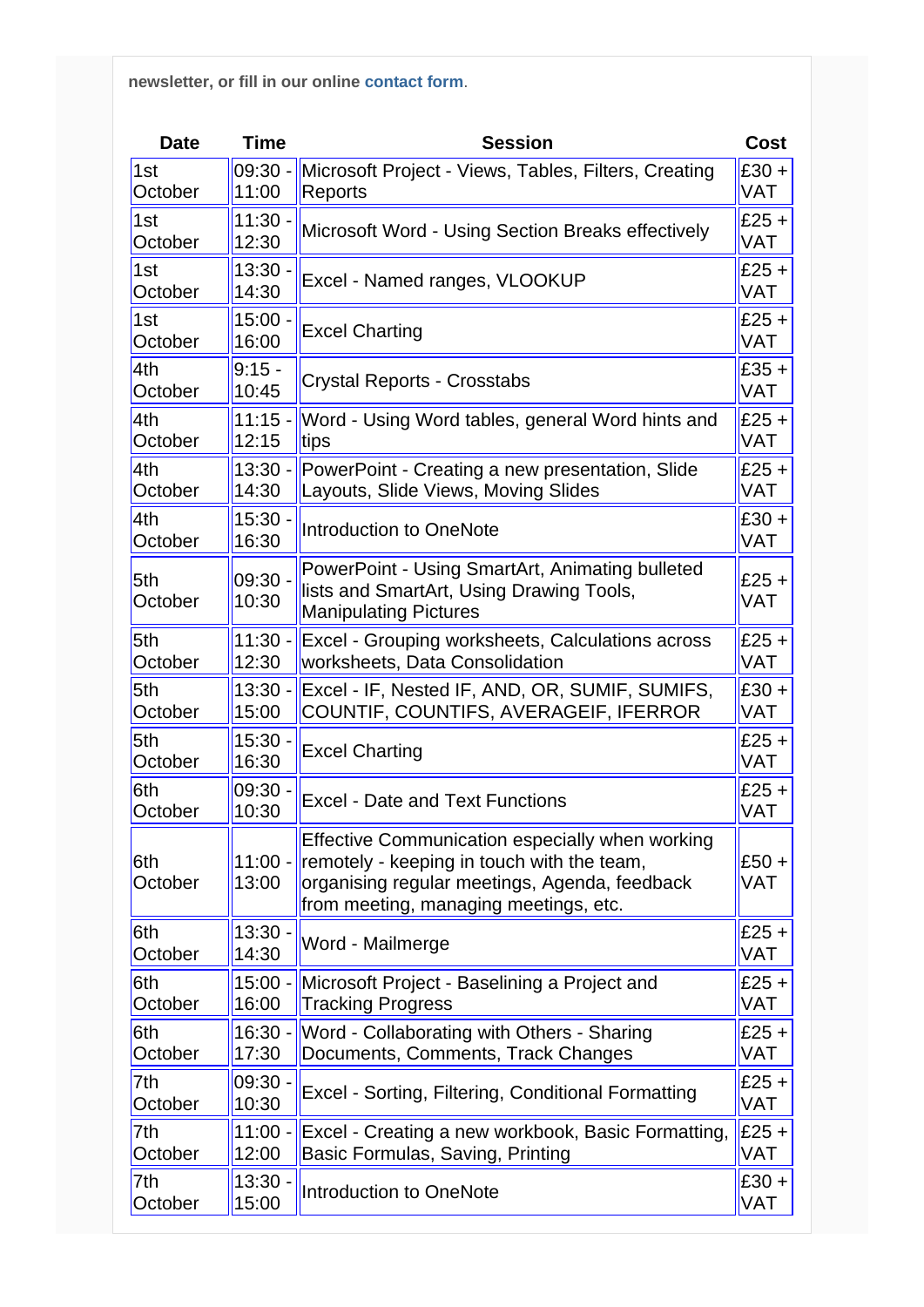newsletter, or fill in our online contact form.

| Date | Time | Session | Cost |
| --- | --- | --- | --- |
| 1st October | 09:30 - 11:00 | Microsoft Project - Views, Tables, Filters, Creating Reports | £30 + VAT |
| 1st October | 11:30 - 12:30 | Microsoft Word - Using Section Breaks effectively | £25 + VAT |
| 1st October | 13:30 - 14:30 | Excel - Named ranges, VLOOKUP | £25 + VAT |
| 1st October | 15:00 - 16:00 | Excel Charting | £25 + VAT |
| 4th October | 9:15 - 10:45 | Crystal Reports - Crosstabs | £35 + VAT |
| 4th October | 11:15 - 12:15 | Word - Using Word tables, general Word hints and tips | £25 + VAT |
| 4th October | 13:30 - 14:30 | PowerPoint - Creating a new presentation, Slide Layouts, Slide Views, Moving Slides | £25 + VAT |
| 4th October | 15:30 - 16:30 | Introduction to OneNote | £30 + VAT |
| 5th October | 09:30 - 10:30 | PowerPoint - Using SmartArt, Animating bulleted lists and SmartArt, Using Drawing Tools, Manipulating Pictures | £25 + VAT |
| 5th October | 11:30 - 12:30 | Excel - Grouping worksheets, Calculations across worksheets, Data Consolidation | £25 + VAT |
| 5th October | 13:30 - 15:00 | Excel - IF, Nested IF, AND, OR, SUMIF, SUMIFS, COUNTIF, COUNTIFS, AVERAGEIF, IFERROR | £30 + VAT |
| 5th October | 15:30 - 16:30 | Excel Charting | £25 + VAT |
| 6th October | 09:30 - 10:30 | Excel - Date and Text Functions | £25 + VAT |
| 6th October | 11:00 - 13:00 | Effective Communication especially when working remotely - keeping in touch with the team, organising regular meetings, Agenda, feedback from meeting, managing meetings, etc. | £50 + VAT |
| 6th October | 13:30 - 14:30 | Word - Mailmerge | £25 + VAT |
| 6th October | 15:00 - 16:00 | Microsoft Project - Baselining a Project and Tracking Progress | £25 + VAT |
| 6th October | 16:30 - 17:30 | Word - Collaborating with Others - Sharing Documents, Comments, Track Changes | £25 + VAT |
| 7th October | 09:30 - 10:30 | Excel - Sorting, Filtering, Conditional Formatting | £25 + VAT |
| 7th October | 11:00 - 12:00 | Excel - Creating a new workbook, Basic Formatting, Basic Formulas, Saving, Printing | £25 + VAT |
| 7th October | 13:30 - 15:00 | Introduction to OneNote | £30 + VAT |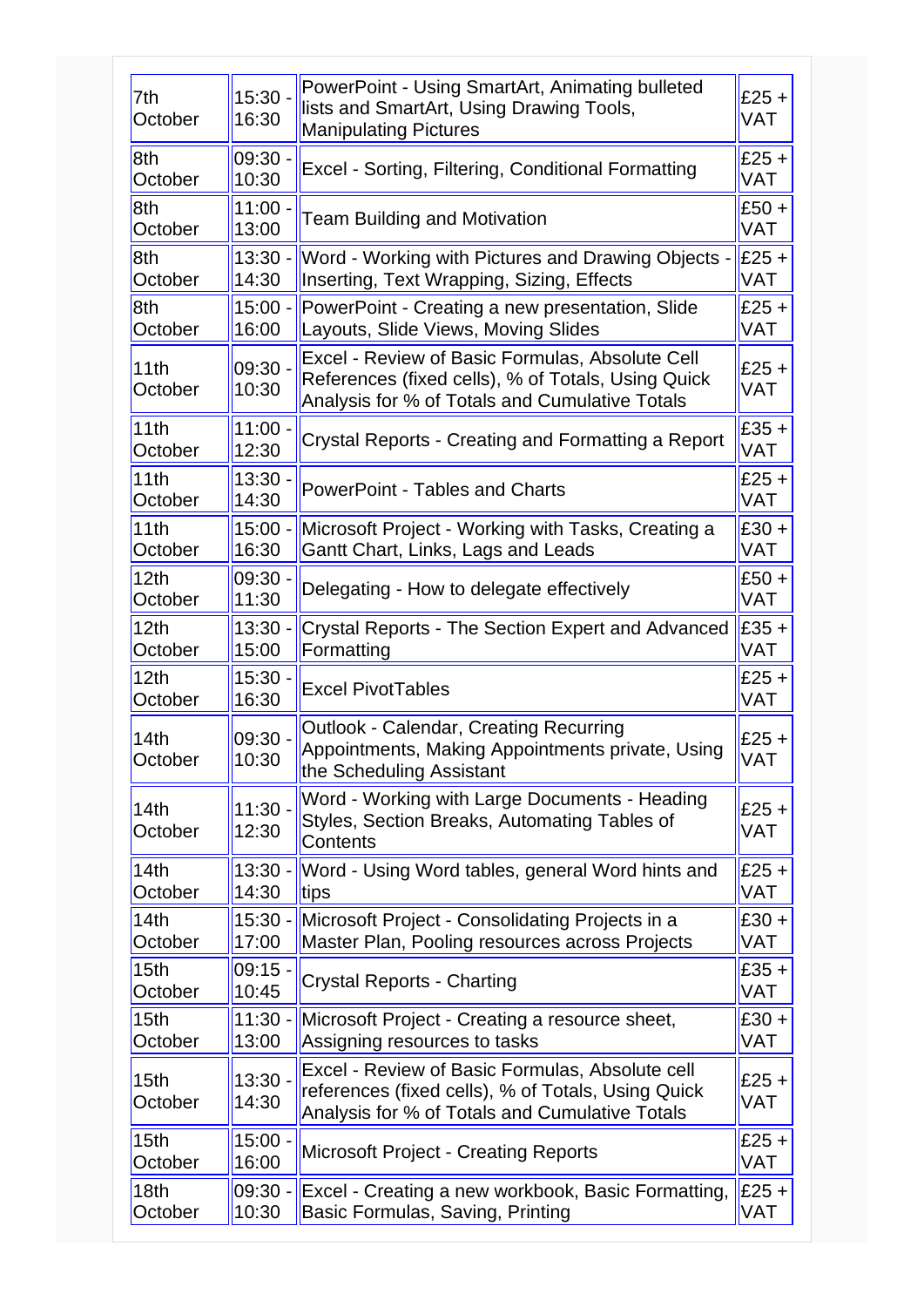| | | | |
|---|---|---|---|
| 7th October | 15:30 - 16:30 | PowerPoint - Using SmartArt, Animating bulleted lists and SmartArt, Using Drawing Tools, Manipulating Pictures | £25 + VAT |
| 8th October | 09:30 - 10:30 | Excel - Sorting, Filtering, Conditional Formatting | £25 + VAT |
| 8th October | 11:00 - 13:00 | Team Building and Motivation | £50 + VAT |
| 8th October | 13:30 - 14:30 | Word - Working with Pictures and Drawing Objects - Inserting, Text Wrapping, Sizing, Effects | £25 + VAT |
| 8th October | 15:00 - 16:00 | PowerPoint - Creating a new presentation, Slide Layouts, Slide Views, Moving Slides | £25 + VAT |
| 11th October | 09:30 - 10:30 | Excel - Review of Basic Formulas, Absolute Cell References (fixed cells), % of Totals, Using Quick Analysis for % of Totals and Cumulative Totals | £25 + VAT |
| 11th October | 11:00 - 12:30 | Crystal Reports - Creating and Formatting a Report | £35 + VAT |
| 11th October | 13:30 - 14:30 | PowerPoint - Tables and Charts | £25 + VAT |
| 11th October | 15:00 - 16:30 | Microsoft Project - Working with Tasks, Creating a Gantt Chart, Links, Lags and Leads | £30 + VAT |
| 12th October | 09:30 - 11:30 | Delegating - How to delegate effectively | £50 + VAT |
| 12th October | 13:30 - 15:00 | Crystal Reports - The Section Expert and Advanced Formatting | £35 + VAT |
| 12th October | 15:30 - 16:30 | Excel PivotTables | £25 + VAT |
| 14th October | 09:30 - 10:30 | Outlook - Calendar, Creating Recurring Appointments, Making Appointments private, Using the Scheduling Assistant | £25 + VAT |
| 14th October | 11:30 - 12:30 | Word - Working with Large Documents - Heading Styles, Section Breaks, Automating Tables of Contents | £25 + VAT |
| 14th October | 13:30 - 14:30 | Word - Using Word tables, general Word hints and tips | £25 + VAT |
| 14th October | 15:30 - 17:00 | Microsoft Project - Consolidating Projects in a Master Plan, Pooling resources across Projects | £30 + VAT |
| 15th October | 09:15 - 10:45 | Crystal Reports - Charting | £35 + VAT |
| 15th October | 11:30 - 13:00 | Microsoft Project - Creating a resource sheet, Assigning resources to tasks | £30 + VAT |
| 15th October | 13:30 - 14:30 | Excel - Review of Basic Formulas, Absolute cell references (fixed cells), % of Totals, Using Quick Analysis for % of Totals and Cumulative Totals | £25 + VAT |
| 15th October | 15:00 - 16:00 | Microsoft Project - Creating Reports | £25 + VAT |
| 18th October | 09:30 - 10:30 | Excel - Creating a new workbook, Basic Formatting, Basic Formulas, Saving, Printing | £25 + VAT |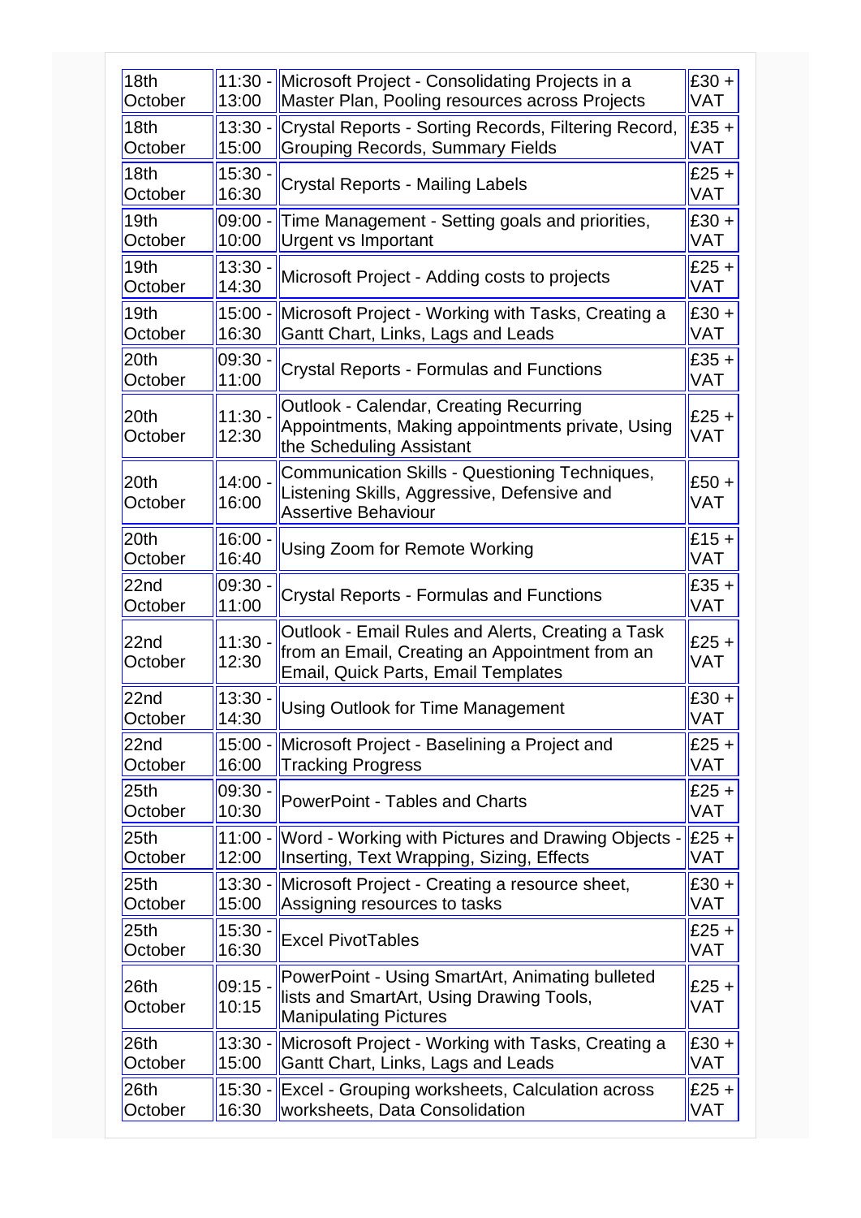| | | | |
|---|---|---|---|
| 18th October | 11:30 - 13:00 | Microsoft Project - Consolidating Projects in a Master Plan, Pooling resources across Projects | £30 + VAT |
| 18th October | 13:30 - 15:00 | Crystal Reports - Sorting Records, Filtering Record, Grouping Records, Summary Fields | £35 + VAT |
| 18th October | 15:30 - 16:30 | Crystal Reports - Mailing Labels | £25 + VAT |
| 19th October | 09:00 - 10:00 | Time Management - Setting goals and priorities, Urgent vs Important | £30 + VAT |
| 19th October | 13:30 - 14:30 | Microsoft Project - Adding costs to projects | £25 + VAT |
| 19th October | 15:00 - 16:30 | Microsoft Project - Working with Tasks, Creating a Gantt Chart, Links, Lags and Leads | £30 + VAT |
| 20th October | 09:30 - 11:00 | Crystal Reports - Formulas and Functions | £35 + VAT |
| 20th October | 11:30 - 12:30 | Outlook - Calendar, Creating Recurring Appointments, Making appointments private, Using the Scheduling Assistant | £25 + VAT |
| 20th October | 14:00 - 16:00 | Communication Skills - Questioning Techniques, Listening Skills, Aggressive, Defensive and Assertive Behaviour | £50 + VAT |
| 20th October | 16:00 - 16:40 | Using Zoom for Remote Working | £15 + VAT |
| 22nd October | 09:30 - 11:00 | Crystal Reports - Formulas and Functions | £35 + VAT |
| 22nd October | 11:30 - 12:30 | Outlook - Email Rules and Alerts, Creating a Task from an Email, Creating an Appointment from an Email, Quick Parts, Email Templates | £25 + VAT |
| 22nd October | 13:30 - 14:30 | Using Outlook for Time Management | £30 + VAT |
| 22nd October | 15:00 - 16:00 | Microsoft Project - Baselining a Project and Tracking Progress | £25 + VAT |
| 25th October | 09:30 - 10:30 | PowerPoint - Tables and Charts | £25 + VAT |
| 25th October | 11:00 - 12:00 | Word - Working with Pictures and Drawing Objects - Inserting, Text Wrapping, Sizing, Effects | £25 + VAT |
| 25th October | 13:30 - 15:00 | Microsoft Project - Creating a resource sheet, Assigning resources to tasks | £30 + VAT |
| 25th October | 15:30 - 16:30 | Excel PivotTables | £25 + VAT |
| 26th October | 09:15 - 10:15 | PowerPoint - Using SmartArt, Animating bulleted lists and SmartArt, Using Drawing Tools, Manipulating Pictures | £25 + VAT |
| 26th October | 13:30 - 15:00 | Microsoft Project - Working with Tasks, Creating a Gantt Chart, Links, Lags and Leads | £30 + VAT |
| 26th October | 15:30 - 16:30 | Excel - Grouping worksheets, Calculation across worksheets, Data Consolidation | £25 + VAT |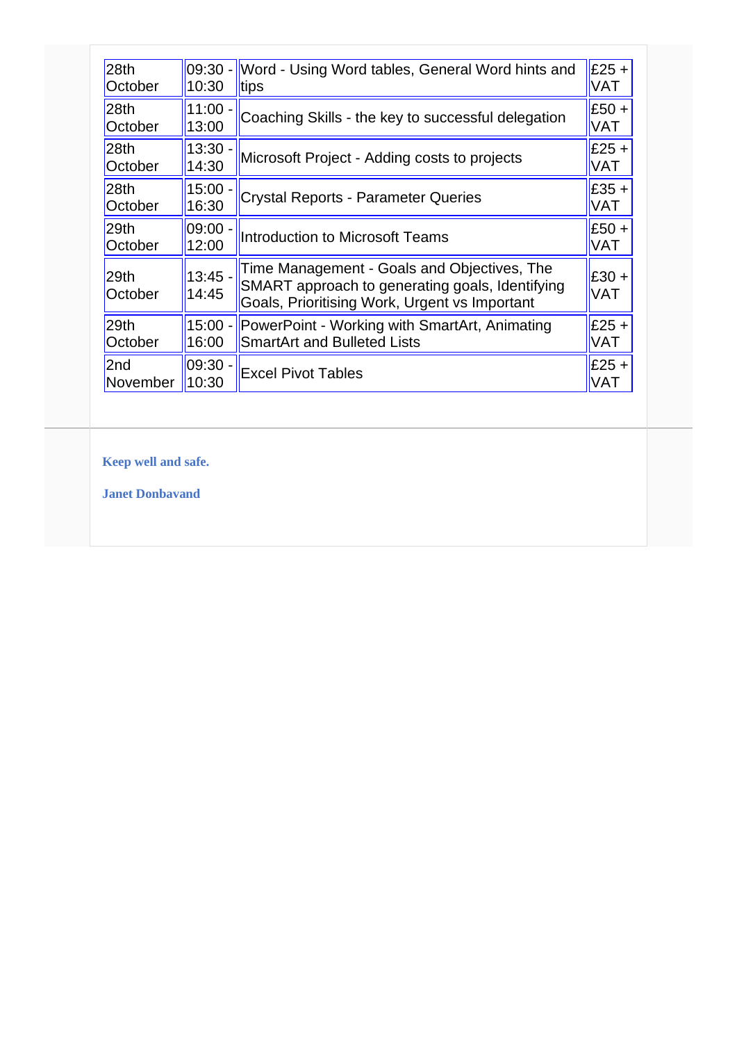| | | | |
|---|---|---|---|
| 28th October | 09:30 - 10:30 | Word - Using Word tables, General Word hints and tips | £25 + VAT |
| 28th October | 11:00 - 13:00 | Coaching Skills - the key to successful delegation | £50 + VAT |
| 28th October | 13:30 - 14:30 | Microsoft Project - Adding costs to projects | £25 + VAT |
| 28th October | 15:00 - 16:30 | Crystal Reports - Parameter Queries | £35 + VAT |
| 29th October | 09:00 - 12:00 | Introduction to Microsoft Teams | £50 + VAT |
| 29th October | 13:45 - 14:45 | Time Management - Goals and Objectives, The SMART approach to generating goals, Identifying Goals, Prioritising Work, Urgent vs Important | £30 + VAT |
| 29th October | 15:00 - 16:00 | PowerPoint - Working with SmartArt, Animating SmartArt and Bulleted Lists | £25 + VAT |
| 2nd November | 09:30 - 10:30 | Excel Pivot Tables | £25 + VAT |

**Keep well and safe.**

**Janet Donbavand**